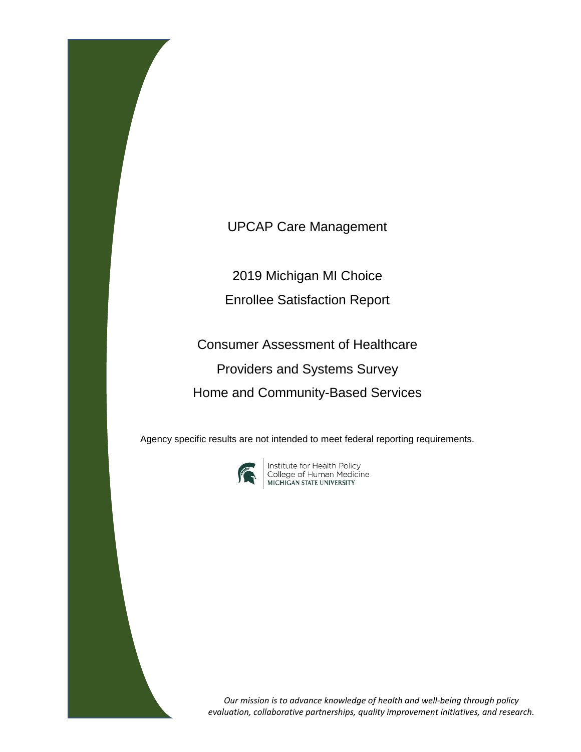# UPCAP Care Management

## 2019 Michigan MI Choice Enrollee Satisfaction Report

## Consumer Assessment of Healthcare Providers and Systems Survey Home and Community-Based Services

Agency specific results are not intended to meet federal reporting requirements.

Institute for Health Policy
College of Human Medicine
MICHIGAN STATE UNIVERSITY

*Our mission is to advance knowledge of health and well-being through policy evaluation, collaborative partnerships, quality improvement initiatives, and research.*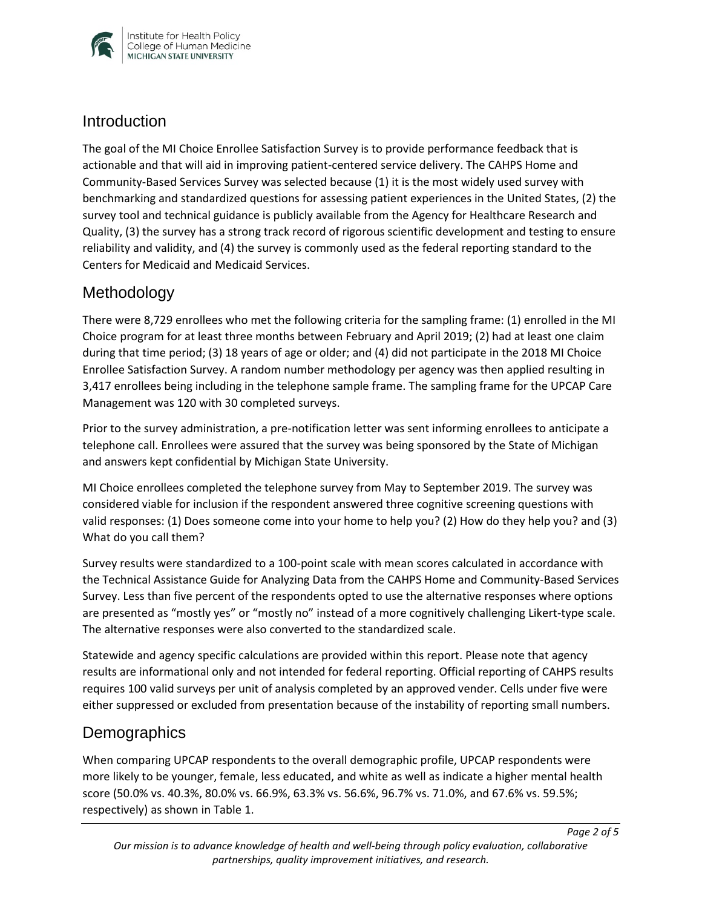## Introduction

The goal of the MI Choice Enrollee Satisfaction Survey is to provide performance feedback that is actionable and that will aid in improving patient-centered service delivery. The CAHPS Home and Community-Based Services Survey was selected because (1) it is the most widely used survey with benchmarking and standardized questions for assessing patient experiences in the United States, (2) the survey tool and technical guidance is publicly available from the Agency for Healthcare Research and Quality, (3) the survey has a strong track record of rigorous scientific development and testing to ensure reliability and validity, and (4) the survey is commonly used as the federal reporting standard to the Centers for Medicaid and Medicaid Services.

## Methodology

There were 8,729 enrollees who met the following criteria for the sampling frame: (1) enrolled in the MI Choice program for at least three months between February and April 2019; (2) had at least one claim during that time period; (3) 18 years of age or older; and (4) did not participate in the 2018 MI Choice Enrollee Satisfaction Survey. A random number methodology per agency was then applied resulting in 3,417 enrollees being including in the telephone sample frame. The sampling frame for the UPCAP Care Management was 120 with 30 completed surveys.

Prior to the survey administration, a pre-notification letter was sent informing enrollees to anticipate a telephone call. Enrollees were assured that the survey was being sponsored by the State of Michigan and answers kept confidential by Michigan State University.

MI Choice enrollees completed the telephone survey from May to September 2019. The survey was considered viable for inclusion if the respondent answered three cognitive screening questions with valid responses: (1) Does someone come into your home to help you? (2) How do they help you? and (3) What do you call them?

Survey results were standardized to a 100-point scale with mean scores calculated in accordance with the Technical Assistance Guide for Analyzing Data from the CAHPS Home and Community-Based Services Survey. Less than five percent of the respondents opted to use the alternative responses where options are presented as "mostly yes" or "mostly no" instead of a more cognitively challenging Likert-type scale. The alternative responses were also converted to the standardized scale.

Statewide and agency specific calculations are provided within this report. Please note that agency results are informational only and not intended for federal reporting. Official reporting of CAHPS results requires 100 valid surveys per unit of analysis completed by an approved vender. Cells under five were either suppressed or excluded from presentation because of the instability of reporting small numbers.

## Demographics

When comparing UPCAP respondents to the overall demographic profile, UPCAP respondents were more likely to be younger, female, less educated, and white as well as indicate a higher mental health score (50.0% vs. 40.3%, 80.0% vs. 66.9%, 63.3% vs. 56.6%, 96.7% vs. 71.0%, and 67.6% vs. 59.5%; respectively) as shown in Table 1.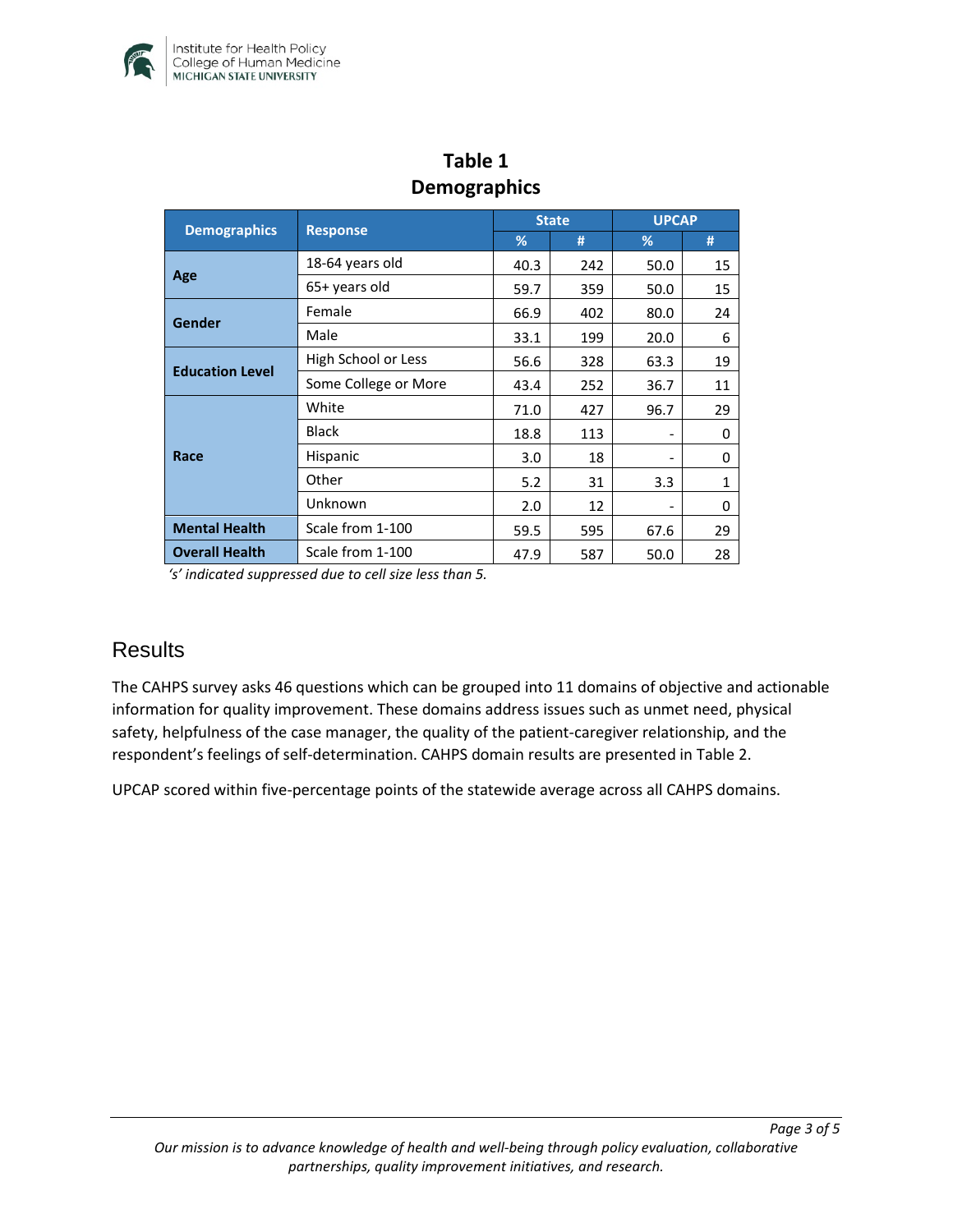**Table 1**
**Demographics**

| Demographics | Response | State | | UPCAP | |
|---|---|---|---|---|---|
| | | % | # | % | # |
| **Age** | 18-64 years old | 40.3 | 242 | 50.0 | 15 |
| | 65+ years old | 59.7 | 359 | 50.0 | 15 |
| **Gender** | Female | 66.9 | 402 | 80.0 | 24 |
| | Male | 33.1 | 199 | 20.0 | 6 |
| **Education Level** | High School or Less | 56.6 | 328 | 63.3 | 19 |
| | Some College or More | 43.4 | 252 | 36.7 | 11 |
| **Race** | White | 71.0 | 427 | 96.7 | 29 |
| | Black | 18.8 | 113 | - | 0 |
| | Hispanic | 3.0 | 18 | - | 0 |
| | Other | 5.2 | 31 | 3.3 | 1 |
| | Unknown | 2.0 | 12 | - | 0 |
| **Mental Health** | Scale from 1-100 | 59.5 | 595 | 67.6 | 29 |
| **Overall Health** | Scale from 1-100 | 47.9 | 587 | 50.0 | 28 |

*'s' indicated suppressed due to cell size less than 5.*

## Results

The CAHPS survey asks 46 questions which can be grouped into 11 domains of objective and actionable information for quality improvement. These domains address issues such as unmet need, physical safety, helpfulness of the case manager, the quality of the patient-caregiver relationship, and the respondent's feelings of self-determination. CAHPS domain results are presented in Table 2.

UPCAP scored within five-percentage points of the statewide average across all CAHPS domains.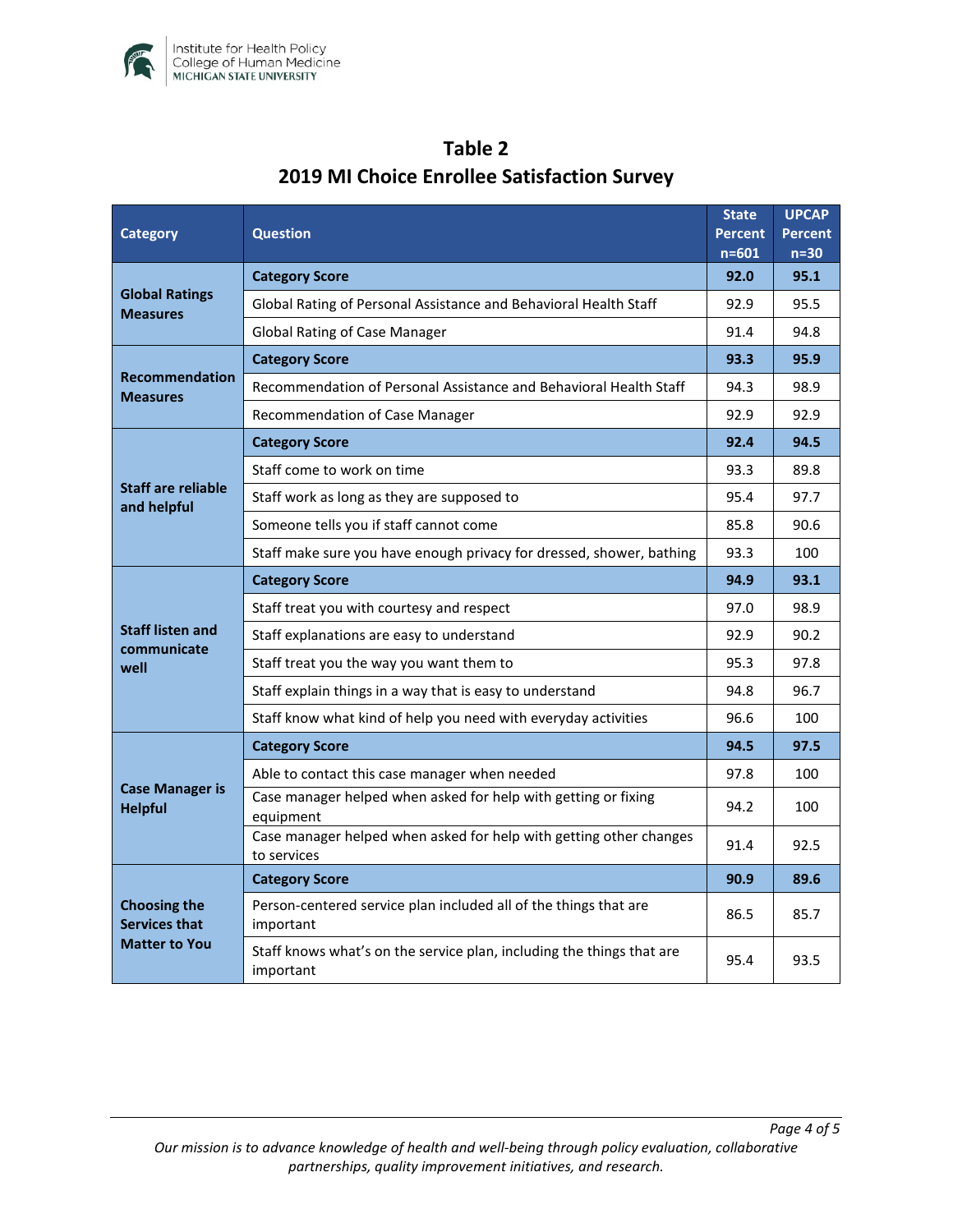## Table 2
## 2019 MI Choice Enrollee Satisfaction Survey

| Category | Question | State Percent n=601 | UPCAP Percent n=30 |
|---|---|---|---|
| **Global Ratings Measures** | **Category Score** | **92.0** | **95.1** |
| | Global Rating of Personal Assistance and Behavioral Health Staff | 92.9 | 95.5 |
| | Global Rating of Case Manager | 91.4 | 94.8 |
| **Recommendation Measures** | **Category Score** | **93.3** | **95.9** |
| | Recommendation of Personal Assistance and Behavioral Health Staff | 94.3 | 98.9 |
| | Recommendation of Case Manager | 92.9 | 92.9 |
| **Staff are reliable and helpful** | **Category Score** | **92.4** | **94.5** |
| | Staff come to work on time | 93.3 | 89.8 |
| | Staff work as long as they are supposed to | 95.4 | 97.7 |
| | Someone tells you if staff cannot come | 85.8 | 90.6 |
| | Staff make sure you have enough privacy for dressed, shower, bathing | 93.3 | 100 |
| **Staff listen and communicate well** | **Category Score** | **94.9** | **93.1** |
| | Staff treat you with courtesy and respect | 97.0 | 98.9 |
| | Staff explanations are easy to understand | 92.9 | 90.2 |
| | Staff treat you the way you want them to | 95.3 | 97.8 |
| | Staff explain things in a way that is easy to understand | 94.8 | 96.7 |
| | Staff know what kind of help you need with everyday activities | 96.6 | 100 |
| **Case Manager is Helpful** | **Category Score** | **94.5** | **97.5** |
| | Able to contact this case manager when needed | 97.8 | 100 |
| | Case manager helped when asked for help with getting or fixing equipment | 94.2 | 100 |
| | Case manager helped when asked for help with getting other changes to services | 91.4 | 92.5 |
| **Choosing the Services that Matter to You** | **Category Score** | **90.9** | **89.6** |
| | Person-centered service plan included all of the things that are important | 86.5 | 85.7 |
| | Staff knows what's on the service plan, including the things that are important | 95.4 | 93.5 |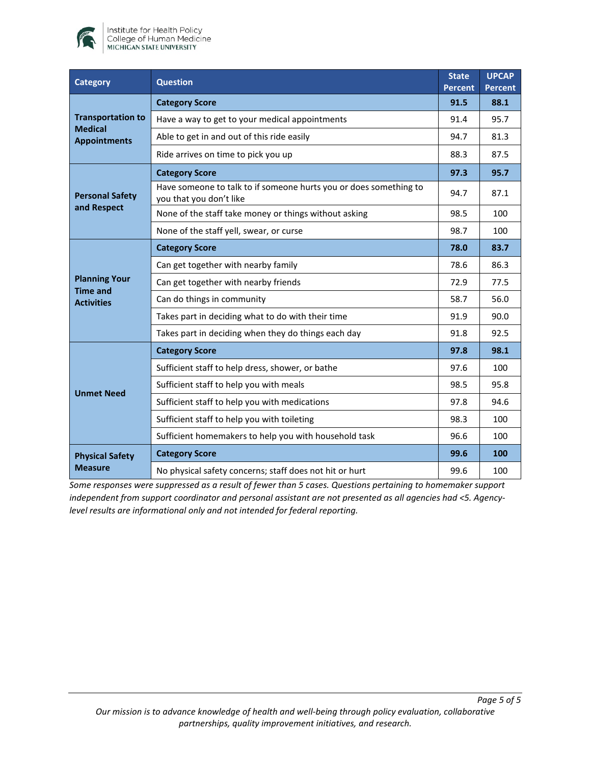| Category | Question | State Percent | UPCAP Percent |
|---|---|---|---|
| Transportation to Medical Appointments | **Category Score** | **91.5** | **88.1** |
| | Have a way to get to your medical appointments | 91.4 | 95.7 |
| | Able to get in and out of this ride easily | 94.7 | 81.3 |
| | Ride arrives on time to pick you up | 88.3 | 87.5 |
| Personal Safety and Respect | **Category Score** | **97.3** | **95.7** |
| | Have someone to talk to if someone hurts you or does something to you that you don't like | 94.7 | 87.1 |
| | None of the staff take money or things without asking | 98.5 | 100 |
| | None of the staff yell, swear, or curse | 98.7 | 100 |
| Planning Your Time and Activities | **Category Score** | **78.0** | **83.7** |
| | Can get together with nearby family | 78.6 | 86.3 |
| | Can get together with nearby friends | 72.9 | 77.5 |
| | Can do things in community | 58.7 | 56.0 |
| | Takes part in deciding what to do with their time | 91.9 | 90.0 |
| | Takes part in deciding when they do things each day | 91.8 | 92.5 |
| Unmet Need | **Category Score** | **97.8** | **98.1** |
| | Sufficient staff to help dress, shower, or bathe | 97.6 | 100 |
| | Sufficient staff to help you with meals | 98.5 | 95.8 |
| | Sufficient staff to help you with medications | 97.8 | 94.6 |
| | Sufficient staff to help you with toileting | 98.3 | 100 |
| | Sufficient homemakers to help you with household task | 96.6 | 100 |
| Physical Safety Measure | **Category Score** | **99.6** | **100** |
| | No physical safety concerns; staff does not hit or hurt | 99.6 | 100 |

*Some responses were suppressed as a result of fewer than 5 cases. Questions pertaining to homemaker support independent from support coordinator and personal assistant are not presented as all agencies had <5. Agency-level results are informational only and not intended for federal reporting.*